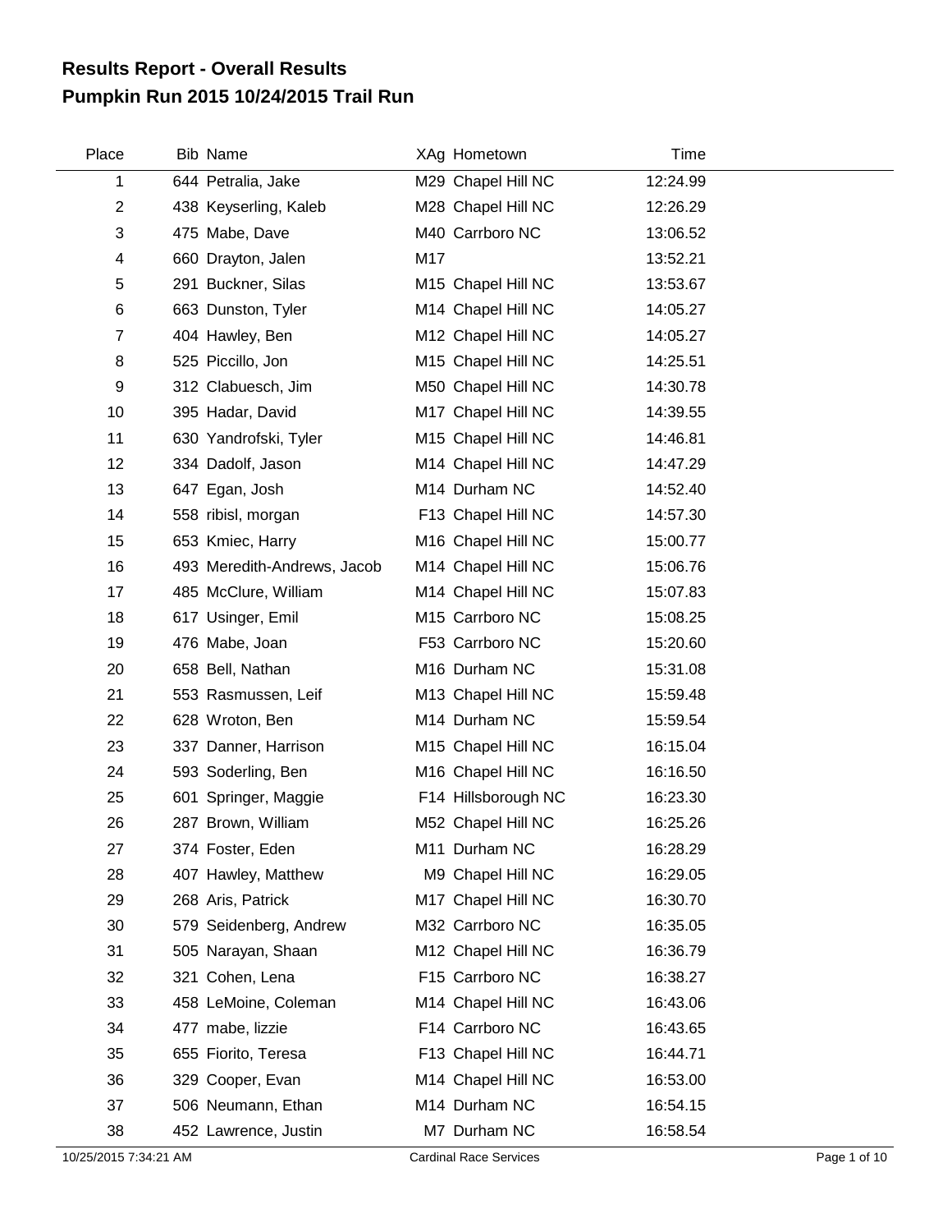# Results Report - Overall Results
## Pumpkin Run 2015 10/24/2015 Trail Run

| Place | Bib | Name | XAg | Hometown | Time |
|---|---|---|---|---|---|
| 1 | 644 | Petralia, Jake | M29 | Chapel Hill NC | 12:24.99 |
| 2 | 438 | Keyserling, Kaleb | M28 | Chapel Hill NC | 12:26.29 |
| 3 | 475 | Mabe, Dave | M40 | Carrboro NC | 13:06.52 |
| 4 | 660 | Drayton, Jalen | M17 | | 13:52.21 |
| 5 | 291 | Buckner, Silas | M15 | Chapel Hill NC | 13:53.67 |
| 6 | 663 | Dunston, Tyler | M14 | Chapel Hill NC | 14:05.27 |
| 7 | 404 | Hawley, Ben | M12 | Chapel Hill NC | 14:05.27 |
| 8 | 525 | Piccillo, Jon | M15 | Chapel Hill NC | 14:25.51 |
| 9 | 312 | Clabuesch, Jim | M50 | Chapel Hill NC | 14:30.78 |
| 10 | 395 | Hadar, David | M17 | Chapel Hill NC | 14:39.55 |
| 11 | 630 | Yandrofski, Tyler | M15 | Chapel Hill NC | 14:46.81 |
| 12 | 334 | Dadolf, Jason | M14 | Chapel Hill NC | 14:47.29 |
| 13 | 647 | Egan, Josh | M14 | Durham NC | 14:52.40 |
| 14 | 558 | ribisl, morgan | F13 | Chapel Hill NC | 14:57.30 |
| 15 | 653 | Kmiec, Harry | M16 | Chapel Hill NC | 15:00.77 |
| 16 | 493 | Meredith-Andrews, Jacob | M14 | Chapel Hill NC | 15:06.76 |
| 17 | 485 | McClure, William | M14 | Chapel Hill NC | 15:07.83 |
| 18 | 617 | Usinger, Emil | M15 | Carrboro NC | 15:08.25 |
| 19 | 476 | Mabe, Joan | F53 | Carrboro NC | 15:20.60 |
| 20 | 658 | Bell, Nathan | M16 | Durham NC | 15:31.08 |
| 21 | 553 | Rasmussen, Leif | M13 | Chapel Hill NC | 15:59.48 |
| 22 | 628 | Wroton, Ben | M14 | Durham NC | 15:59.54 |
| 23 | 337 | Danner, Harrison | M15 | Chapel Hill NC | 16:15.04 |
| 24 | 593 | Soderling, Ben | M16 | Chapel Hill NC | 16:16.50 |
| 25 | 601 | Springer, Maggie | F14 | Hillsborough NC | 16:23.30 |
| 26 | 287 | Brown, William | M52 | Chapel Hill NC | 16:25.26 |
| 27 | 374 | Foster, Eden | M11 | Durham NC | 16:28.29 |
| 28 | 407 | Hawley, Matthew | M9 | Chapel Hill NC | 16:29.05 |
| 29 | 268 | Aris, Patrick | M17 | Chapel Hill NC | 16:30.70 |
| 30 | 579 | Seidenberg, Andrew | M32 | Carrboro NC | 16:35.05 |
| 31 | 505 | Narayan, Shaan | M12 | Chapel Hill NC | 16:36.79 |
| 32 | 321 | Cohen, Lena | F15 | Carrboro NC | 16:38.27 |
| 33 | 458 | LeMoine, Coleman | M14 | Chapel Hill NC | 16:43.06 |
| 34 | 477 | mabe, lizzie | F14 | Carrboro NC | 16:43.65 |
| 35 | 655 | Fiorito, Teresa | F13 | Chapel Hill NC | 16:44.71 |
| 36 | 329 | Cooper, Evan | M14 | Chapel Hill NC | 16:53.00 |
| 37 | 506 | Neumann, Ethan | M14 | Durham NC | 16:54.15 |
| 38 | 452 | Lawrence, Justin | M7 | Durham NC | 16:58.54 |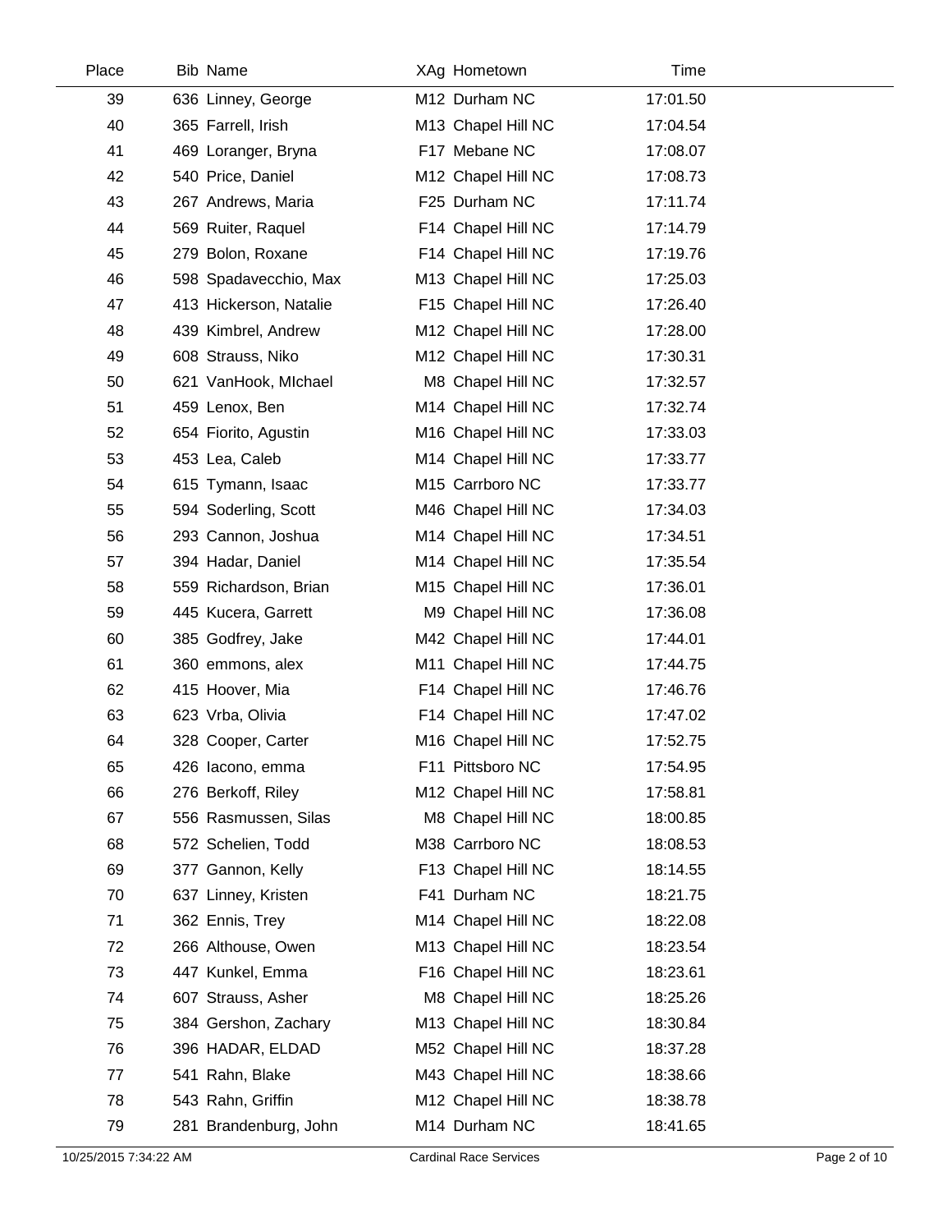| Place | Bib | Name | XAg | Hometown | Time |
|---|---|---|---|---|---|
| 39 | 636 | Linney, George | M12 | Durham NC | 17:01.50 |
| 40 | 365 | Farrell, Irish | M13 | Chapel Hill NC | 17:04.54 |
| 41 | 469 | Loranger, Bryna | F17 | Mebane NC | 17:08.07 |
| 42 | 540 | Price, Daniel | M12 | Chapel Hill NC | 17:08.73 |
| 43 | 267 | Andrews, Maria | F25 | Durham NC | 17:11.74 |
| 44 | 569 | Ruiter, Raquel | F14 | Chapel Hill NC | 17:14.79 |
| 45 | 279 | Bolon, Roxane | F14 | Chapel Hill NC | 17:19.76 |
| 46 | 598 | Spadavecchio, Max | M13 | Chapel Hill NC | 17:25.03 |
| 47 | 413 | Hickerson, Natalie | F15 | Chapel Hill NC | 17:26.40 |
| 48 | 439 | Kimbrel, Andrew | M12 | Chapel Hill NC | 17:28.00 |
| 49 | 608 | Strauss, Niko | M12 | Chapel Hill NC | 17:30.31 |
| 50 | 621 | VanHook, MIchael | M8 | Chapel Hill NC | 17:32.57 |
| 51 | 459 | Lenox, Ben | M14 | Chapel Hill NC | 17:32.74 |
| 52 | 654 | Fiorito, Agustin | M16 | Chapel Hill NC | 17:33.03 |
| 53 | 453 | Lea, Caleb | M14 | Chapel Hill NC | 17:33.77 |
| 54 | 615 | Tymann, Isaac | M15 | Carrboro NC | 17:33.77 |
| 55 | 594 | Soderling, Scott | M46 | Chapel Hill NC | 17:34.03 |
| 56 | 293 | Cannon, Joshua | M14 | Chapel Hill NC | 17:34.51 |
| 57 | 394 | Hadar, Daniel | M14 | Chapel Hill NC | 17:35.54 |
| 58 | 559 | Richardson, Brian | M15 | Chapel Hill NC | 17:36.01 |
| 59 | 445 | Kucera, Garrett | M9 | Chapel Hill NC | 17:36.08 |
| 60 | 385 | Godfrey, Jake | M42 | Chapel Hill NC | 17:44.01 |
| 61 | 360 | emmons, alex | M11 | Chapel Hill NC | 17:44.75 |
| 62 | 415 | Hoover, Mia | F14 | Chapel Hill NC | 17:46.76 |
| 63 | 623 | Vrba, Olivia | F14 | Chapel Hill NC | 17:47.02 |
| 64 | 328 | Cooper, Carter | M16 | Chapel Hill NC | 17:52.75 |
| 65 | 426 | Iacono, emma | F11 | Pittsboro NC | 17:54.95 |
| 66 | 276 | Berkoff, Riley | M12 | Chapel Hill NC | 17:58.81 |
| 67 | 556 | Rasmussen, Silas | M8 | Chapel Hill NC | 18:00.85 |
| 68 | 572 | Schelien, Todd | M38 | Carrboro NC | 18:08.53 |
| 69 | 377 | Gannon, Kelly | F13 | Chapel Hill NC | 18:14.55 |
| 70 | 637 | Linney, Kristen | F41 | Durham NC | 18:21.75 |
| 71 | 362 | Ennis, Trey | M14 | Chapel Hill NC | 18:22.08 |
| 72 | 266 | Althouse, Owen | M13 | Chapel Hill NC | 18:23.54 |
| 73 | 447 | Kunkel, Emma | F16 | Chapel Hill NC | 18:23.61 |
| 74 | 607 | Strauss, Asher | M8 | Chapel Hill NC | 18:25.26 |
| 75 | 384 | Gershon, Zachary | M13 | Chapel Hill NC | 18:30.84 |
| 76 | 396 | HADAR, ELDAD | M52 | Chapel Hill NC | 18:37.28 |
| 77 | 541 | Rahn, Blake | M43 | Chapel Hill NC | 18:38.66 |
| 78 | 543 | Rahn, Griffin | M12 | Chapel Hill NC | 18:38.78 |
| 79 | 281 | Brandenburg, John | M14 | Durham NC | 18:41.65 |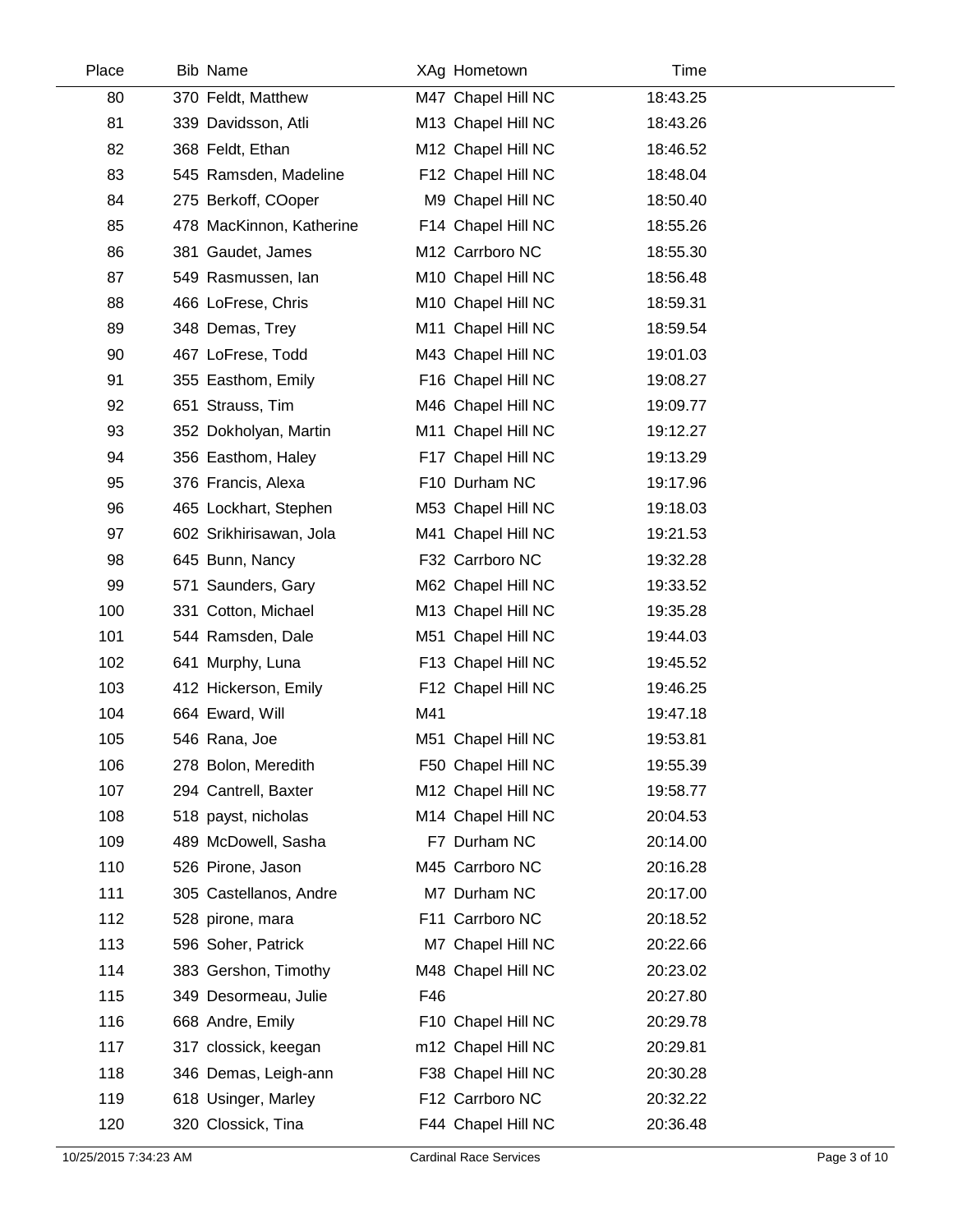| Place | Bib | Name | XAg | Hometown | Time |
|---|---|---|---|---|---|
| 80 | 370 | Feldt, Matthew | M47 | Chapel Hill NC | 18:43.25 |
| 81 | 339 | Davidsson, Atli | M13 | Chapel Hill NC | 18:43.26 |
| 82 | 368 | Feldt, Ethan | M12 | Chapel Hill NC | 18:46.52 |
| 83 | 545 | Ramsden, Madeline | F12 | Chapel Hill NC | 18:48.04 |
| 84 | 275 | Berkoff, COoper | M9 | Chapel Hill NC | 18:50.40 |
| 85 | 478 | MacKinnon, Katherine | F14 | Chapel Hill NC | 18:55.26 |
| 86 | 381 | Gaudet, James | M12 | Carrboro NC | 18:55.30 |
| 87 | 549 | Rasmussen, Ian | M10 | Chapel Hill NC | 18:56.48 |
| 88 | 466 | LoFrese, Chris | M10 | Chapel Hill NC | 18:59.31 |
| 89 | 348 | Demas, Trey | M11 | Chapel Hill NC | 18:59.54 |
| 90 | 467 | LoFrese, Todd | M43 | Chapel Hill NC | 19:01.03 |
| 91 | 355 | Easthom, Emily | F16 | Chapel Hill NC | 19:08.27 |
| 92 | 651 | Strauss, Tim | M46 | Chapel Hill NC | 19:09.77 |
| 93 | 352 | Dokholyan, Martin | M11 | Chapel Hill NC | 19:12.27 |
| 94 | 356 | Easthom, Haley | F17 | Chapel Hill NC | 19:13.29 |
| 95 | 376 | Francis, Alexa | F10 | Durham NC | 19:17.96 |
| 96 | 465 | Lockhart, Stephen | M53 | Chapel Hill NC | 19:18.03 |
| 97 | 602 | Srikhirisawan, Jola | M41 | Chapel Hill NC | 19:21.53 |
| 98 | 645 | Bunn, Nancy | F32 | Carrboro NC | 19:32.28 |
| 99 | 571 | Saunders, Gary | M62 | Chapel Hill NC | 19:33.52 |
| 100 | 331 | Cotton, Michael | M13 | Chapel Hill NC | 19:35.28 |
| 101 | 544 | Ramsden, Dale | M51 | Chapel Hill NC | 19:44.03 |
| 102 | 641 | Murphy, Luna | F13 | Chapel Hill NC | 19:45.52 |
| 103 | 412 | Hickerson, Emily | F12 | Chapel Hill NC | 19:46.25 |
| 104 | 664 | Eward, Will | M41 | | 19:47.18 |
| 105 | 546 | Rana, Joe | M51 | Chapel Hill NC | 19:53.81 |
| 106 | 278 | Bolon, Meredith | F50 | Chapel Hill NC | 19:55.39 |
| 107 | 294 | Cantrell, Baxter | M12 | Chapel Hill NC | 19:58.77 |
| 108 | 518 | payst, nicholas | M14 | Chapel Hill NC | 20:04.53 |
| 109 | 489 | McDowell, Sasha | F7 | Durham NC | 20:14.00 |
| 110 | 526 | Pirone, Jason | M45 | Carrboro NC | 20:16.28 |
| 111 | 305 | Castellanos, Andre | M7 | Durham NC | 20:17.00 |
| 112 | 528 | pirone, mara | F11 | Carrboro NC | 20:18.52 |
| 113 | 596 | Soher, Patrick | M7 | Chapel Hill NC | 20:22.66 |
| 114 | 383 | Gershon, Timothy | M48 | Chapel Hill NC | 20:23.02 |
| 115 | 349 | Desormeau, Julie | F46 | | 20:27.80 |
| 116 | 668 | Andre, Emily | F10 | Chapel Hill NC | 20:29.78 |
| 117 | 317 | clossick, keegan | m12 | Chapel Hill NC | 20:29.81 |
| 118 | 346 | Demas, Leigh-ann | F38 | Chapel Hill NC | 20:30.28 |
| 119 | 618 | Usinger, Marley | F12 | Carrboro NC | 20:32.22 |
| 120 | 320 | Clossick, Tina | F44 | Chapel Hill NC | 20:36.48 |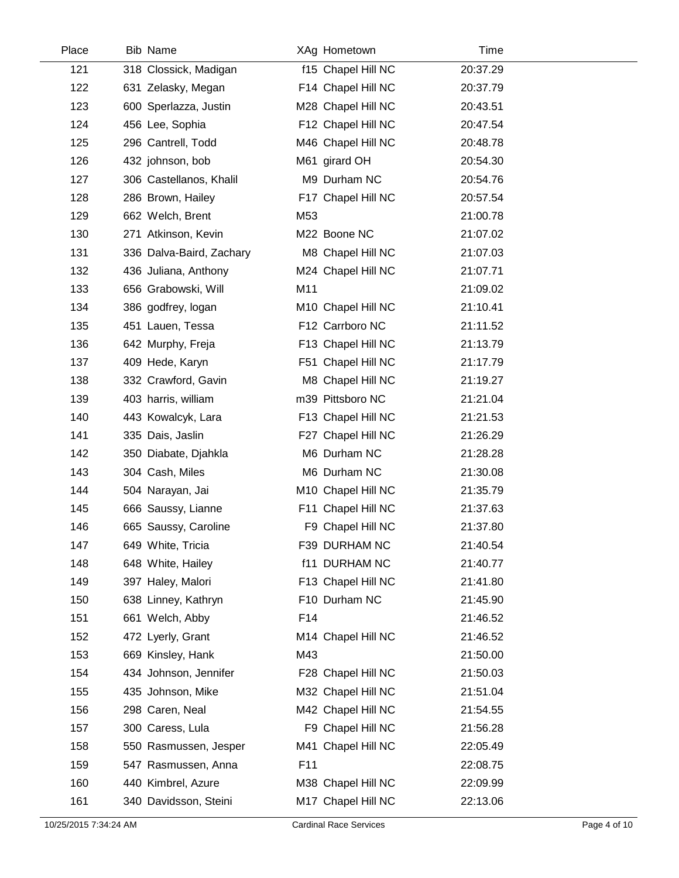| Place | Bib | Name | XAg | Hometown | Time |
|---|---|---|---|---|---|
| 121 | 318 | Clossick, Madigan | f15 | Chapel Hill NC | 20:37.29 |
| 122 | 631 | Zelasky, Megan | F14 | Chapel Hill NC | 20:37.79 |
| 123 | 600 | Sperlazza, Justin | M28 | Chapel Hill NC | 20:43.51 |
| 124 | 456 | Lee, Sophia | F12 | Chapel Hill NC | 20:47.54 |
| 125 | 296 | Cantrell, Todd | M46 | Chapel Hill NC | 20:48.78 |
| 126 | 432 | johnson, bob | M61 | girard OH | 20:54.30 |
| 127 | 306 | Castellanos, Khalil | M9 | Durham NC | 20:54.76 |
| 128 | 286 | Brown, Hailey | F17 | Chapel Hill NC | 20:57.54 |
| 129 | 662 | Welch, Brent | M53 | | 21:00.78 |
| 130 | 271 | Atkinson, Kevin | M22 | Boone NC | 21:07.02 |
| 131 | 336 | Dalva-Baird, Zachary | M8 | Chapel Hill NC | 21:07.03 |
| 132 | 436 | Juliana, Anthony | M24 | Chapel Hill NC | 21:07.71 |
| 133 | 656 | Grabowski, Will | M11 | | 21:09.02 |
| 134 | 386 | godfrey, logan | M10 | Chapel Hill NC | 21:10.41 |
| 135 | 451 | Lauen, Tessa | F12 | Carrboro NC | 21:11.52 |
| 136 | 642 | Murphy, Freja | F13 | Chapel Hill NC | 21:13.79 |
| 137 | 409 | Hede, Karyn | F51 | Chapel Hill NC | 21:17.79 |
| 138 | 332 | Crawford, Gavin | M8 | Chapel Hill NC | 21:19.27 |
| 139 | 403 | harris, william | m39 | Pittsboro NC | 21:21.04 |
| 140 | 443 | Kowalcyk, Lara | F13 | Chapel Hill NC | 21:21.53 |
| 141 | 335 | Dais, Jaslin | F27 | Chapel Hill NC | 21:26.29 |
| 142 | 350 | Diabate, Djahkla | M6 | Durham NC | 21:28.28 |
| 143 | 304 | Cash, Miles | M6 | Durham NC | 21:30.08 |
| 144 | 504 | Narayan, Jai | M10 | Chapel Hill NC | 21:35.79 |
| 145 | 666 | Saussy, Lianne | F11 | Chapel Hill NC | 21:37.63 |
| 146 | 665 | Saussy, Caroline | F9 | Chapel Hill NC | 21:37.80 |
| 147 | 649 | White, Tricia | F39 | DURHAM NC | 21:40.54 |
| 148 | 648 | White, Hailey | f11 | DURHAM NC | 21:40.77 |
| 149 | 397 | Haley, Malori | F13 | Chapel Hill NC | 21:41.80 |
| 150 | 638 | Linney, Kathryn | F10 | Durham NC | 21:45.90 |
| 151 | 661 | Welch, Abby | F14 | | 21:46.52 |
| 152 | 472 | Lyerly, Grant | M14 | Chapel Hill NC | 21:46.52 |
| 153 | 669 | Kinsley, Hank | M43 | | 21:50.00 |
| 154 | 434 | Johnson, Jennifer | F28 | Chapel Hill NC | 21:50.03 |
| 155 | 435 | Johnson, Mike | M32 | Chapel Hill NC | 21:51.04 |
| 156 | 298 | Caren, Neal | M42 | Chapel Hill NC | 21:54.55 |
| 157 | 300 | Caress, Lula | F9 | Chapel Hill NC | 21:56.28 |
| 158 | 550 | Rasmussen, Jesper | M41 | Chapel Hill NC | 22:05.49 |
| 159 | 547 | Rasmussen, Anna | F11 | | 22:08.75 |
| 160 | 440 | Kimbrel, Azure | M38 | Chapel Hill NC | 22:09.99 |
| 161 | 340 | Davidsson, Steini | M17 | Chapel Hill NC | 22:13.06 |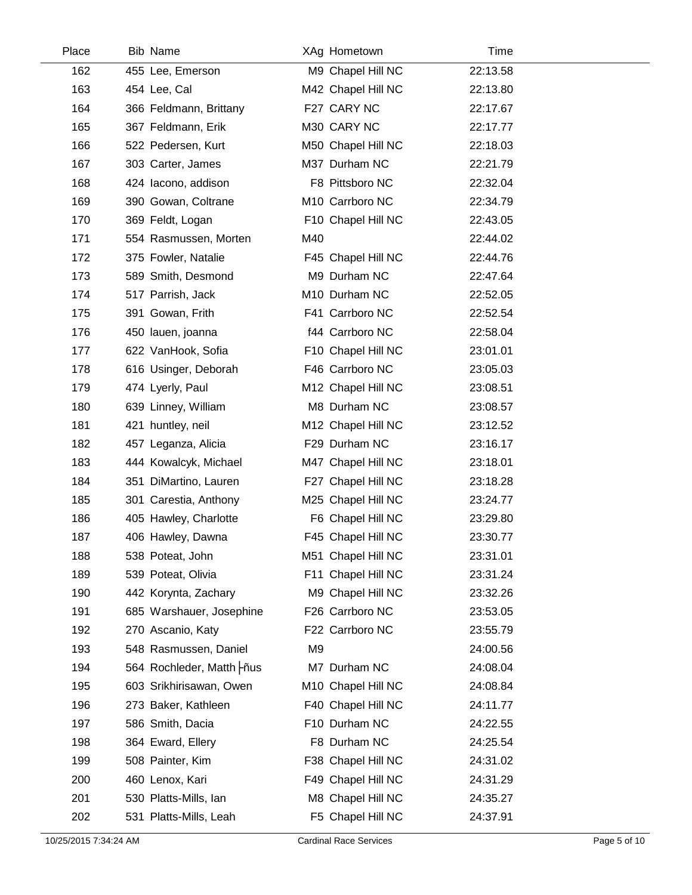| Place | Bib | Name | XAg | Hometown | Time |
|---|---|---|---|---|---|
| 162 | 455 | Lee, Emerson | M9 | Chapel Hill NC | 22:13.58 |
| 163 | 454 | Lee, Cal | M42 | Chapel Hill NC | 22:13.80 |
| 164 | 366 | Feldmann, Brittany | F27 | CARY NC | 22:17.67 |
| 165 | 367 | Feldmann, Erik | M30 | CARY NC | 22:17.77 |
| 166 | 522 | Pedersen, Kurt | M50 | Chapel Hill NC | 22:18.03 |
| 167 | 303 | Carter, James | M37 | Durham NC | 22:21.79 |
| 168 | 424 | Iacono, addison | F8 | Pittsboro NC | 22:32.04 |
| 169 | 390 | Gowan, Coltrane | M10 | Carrboro NC | 22:34.79 |
| 170 | 369 | Feldt, Logan | F10 | Chapel Hill NC | 22:43.05 |
| 171 | 554 | Rasmussen, Morten | M40 | | 22:44.02 |
| 172 | 375 | Fowler, Natalie | F45 | Chapel Hill NC | 22:44.76 |
| 173 | 589 | Smith, Desmond | M9 | Durham NC | 22:47.64 |
| 174 | 517 | Parrish, Jack | M10 | Durham NC | 22:52.05 |
| 175 | 391 | Gowan, Frith | F41 | Carrboro NC | 22:52.54 |
| 176 | 450 | lauen, joanna | f44 | Carrboro NC | 22:58.04 |
| 177 | 622 | VanHook, Sofia | F10 | Chapel Hill NC | 23:01.01 |
| 178 | 616 | Usinger, Deborah | F46 | Carrboro NC | 23:05.03 |
| 179 | 474 | Lyerly, Paul | M12 | Chapel Hill NC | 23:08.51 |
| 180 | 639 | Linney, William | M8 | Durham NC | 23:08.57 |
| 181 | 421 | huntley, neil | M12 | Chapel Hill NC | 23:12.52 |
| 182 | 457 | Leganza, Alicia | F29 | Durham NC | 23:16.17 |
| 183 | 444 | Kowalcyk, Michael | M47 | Chapel Hill NC | 23:18.01 |
| 184 | 351 | DiMartino, Lauren | F27 | Chapel Hill NC | 23:18.28 |
| 185 | 301 | Carestia, Anthony | M25 | Chapel Hill NC | 23:24.77 |
| 186 | 405 | Hawley, Charlotte | F6 | Chapel Hill NC | 23:29.80 |
| 187 | 406 | Hawley, Dawna | F45 | Chapel Hill NC | 23:30.77 |
| 188 | 538 | Poteat, John | M51 | Chapel Hill NC | 23:31.01 |
| 189 | 539 | Poteat, Olivia | F11 | Chapel Hill NC | 23:31.24 |
| 190 | 442 | Korynta, Zachary | M9 | Chapel Hill NC | 23:32.26 |
| 191 | 685 | Warshauer, Josephine | F26 | Carrboro NC | 23:53.05 |
| 192 | 270 | Ascanio, Katy | F22 | Carrboro NC | 23:55.79 |
| 193 | 548 | Rasmussen, Daniel | M9 | | 24:00.56 |
| 194 | 564 | Rochleder, Matth├ñus | M7 | Durham NC | 24:08.04 |
| 195 | 603 | Srikhirisawan, Owen | M10 | Chapel Hill NC | 24:08.84 |
| 196 | 273 | Baker, Kathleen | F40 | Chapel Hill NC | 24:11.77 |
| 197 | 586 | Smith, Dacia | F10 | Durham NC | 24:22.55 |
| 198 | 364 | Eward, Ellery | F8 | Durham NC | 24:25.54 |
| 199 | 508 | Painter, Kim | F38 | Chapel Hill NC | 24:31.02 |
| 200 | 460 | Lenox, Kari | F49 | Chapel Hill NC | 24:31.29 |
| 201 | 530 | Platts-Mills, Ian | M8 | Chapel Hill NC | 24:35.27 |
| 202 | 531 | Platts-Mills, Leah | F5 | Chapel Hill NC | 24:37.91 |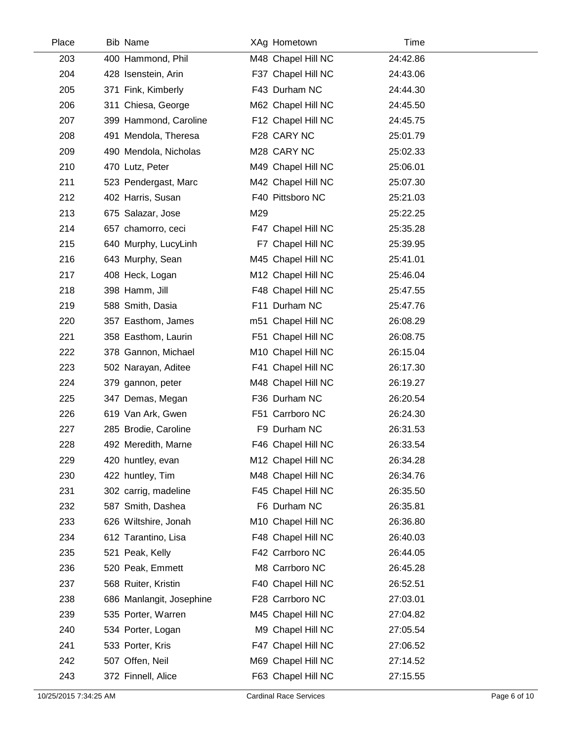| Place | Bib | Name | XAg | Hometown | Time |
|---|---|---|---|---|---|
| 203 | 400 | Hammond, Phil | M48 | Chapel Hill NC | 24:42.86 |
| 204 | 428 | Isenstein, Arin | F37 | Chapel Hill NC | 24:43.06 |
| 205 | 371 | Fink, Kimberly | F43 | Durham NC | 24:44.30 |
| 206 | 311 | Chiesa, George | M62 | Chapel Hill NC | 24:45.50 |
| 207 | 399 | Hammond, Caroline | F12 | Chapel Hill NC | 24:45.75 |
| 208 | 491 | Mendola, Theresa | F28 | CARY NC | 25:01.79 |
| 209 | 490 | Mendola, Nicholas | M28 | CARY NC | 25:02.33 |
| 210 | 470 | Lutz, Peter | M49 | Chapel Hill NC | 25:06.01 |
| 211 | 523 | Pendergast, Marc | M42 | Chapel Hill NC | 25:07.30 |
| 212 | 402 | Harris, Susan | F40 | Pittsboro NC | 25:21.03 |
| 213 | 675 | Salazar, Jose | M29 | | 25:22.25 |
| 214 | 657 | chamorro, ceci | F47 | Chapel Hill NC | 25:35.28 |
| 215 | 640 | Murphy, LucyLinh | F7 | Chapel Hill NC | 25:39.95 |
| 216 | 643 | Murphy, Sean | M45 | Chapel Hill NC | 25:41.01 |
| 217 | 408 | Heck, Logan | M12 | Chapel Hill NC | 25:46.04 |
| 218 | 398 | Hamm, Jill | F48 | Chapel Hill NC | 25:47.55 |
| 219 | 588 | Smith, Dasia | F11 | Durham NC | 25:47.76 |
| 220 | 357 | Easthom, James | m51 | Chapel Hill NC | 26:08.29 |
| 221 | 358 | Easthom, Laurin | F51 | Chapel Hill NC | 26:08.75 |
| 222 | 378 | Gannon, Michael | M10 | Chapel Hill NC | 26:15.04 |
| 223 | 502 | Narayan, Aditee | F41 | Chapel Hill NC | 26:17.30 |
| 224 | 379 | gannon, peter | M48 | Chapel Hill NC | 26:19.27 |
| 225 | 347 | Demas, Megan | F36 | Durham NC | 26:20.54 |
| 226 | 619 | Van Ark, Gwen | F51 | Carrboro NC | 26:24.30 |
| 227 | 285 | Brodie, Caroline | F9 | Durham NC | 26:31.53 |
| 228 | 492 | Meredith, Marne | F46 | Chapel Hill NC | 26:33.54 |
| 229 | 420 | huntley, evan | M12 | Chapel Hill NC | 26:34.28 |
| 230 | 422 | huntley, Tim | M48 | Chapel Hill NC | 26:34.76 |
| 231 | 302 | carrig, madeline | F45 | Chapel Hill NC | 26:35.50 |
| 232 | 587 | Smith, Dashea | F6 | Durham NC | 26:35.81 |
| 233 | 626 | Wiltshire, Jonah | M10 | Chapel Hill NC | 26:36.80 |
| 234 | 612 | Tarantino, Lisa | F48 | Chapel Hill NC | 26:40.03 |
| 235 | 521 | Peak, Kelly | F42 | Carrboro NC | 26:44.05 |
| 236 | 520 | Peak, Emmett | M8 | Carrboro NC | 26:45.28 |
| 237 | 568 | Ruiter, Kristin | F40 | Chapel Hill NC | 26:52.51 |
| 238 | 686 | Manlangit, Josephine | F28 | Carrboro NC | 27:03.01 |
| 239 | 535 | Porter, Warren | M45 | Chapel Hill NC | 27:04.82 |
| 240 | 534 | Porter, Logan | M9 | Chapel Hill NC | 27:05.54 |
| 241 | 533 | Porter, Kris | F47 | Chapel Hill NC | 27:06.52 |
| 242 | 507 | Offen, Neil | M69 | Chapel Hill NC | 27:14.52 |
| 243 | 372 | Finnell, Alice | F63 | Chapel Hill NC | 27:15.55 |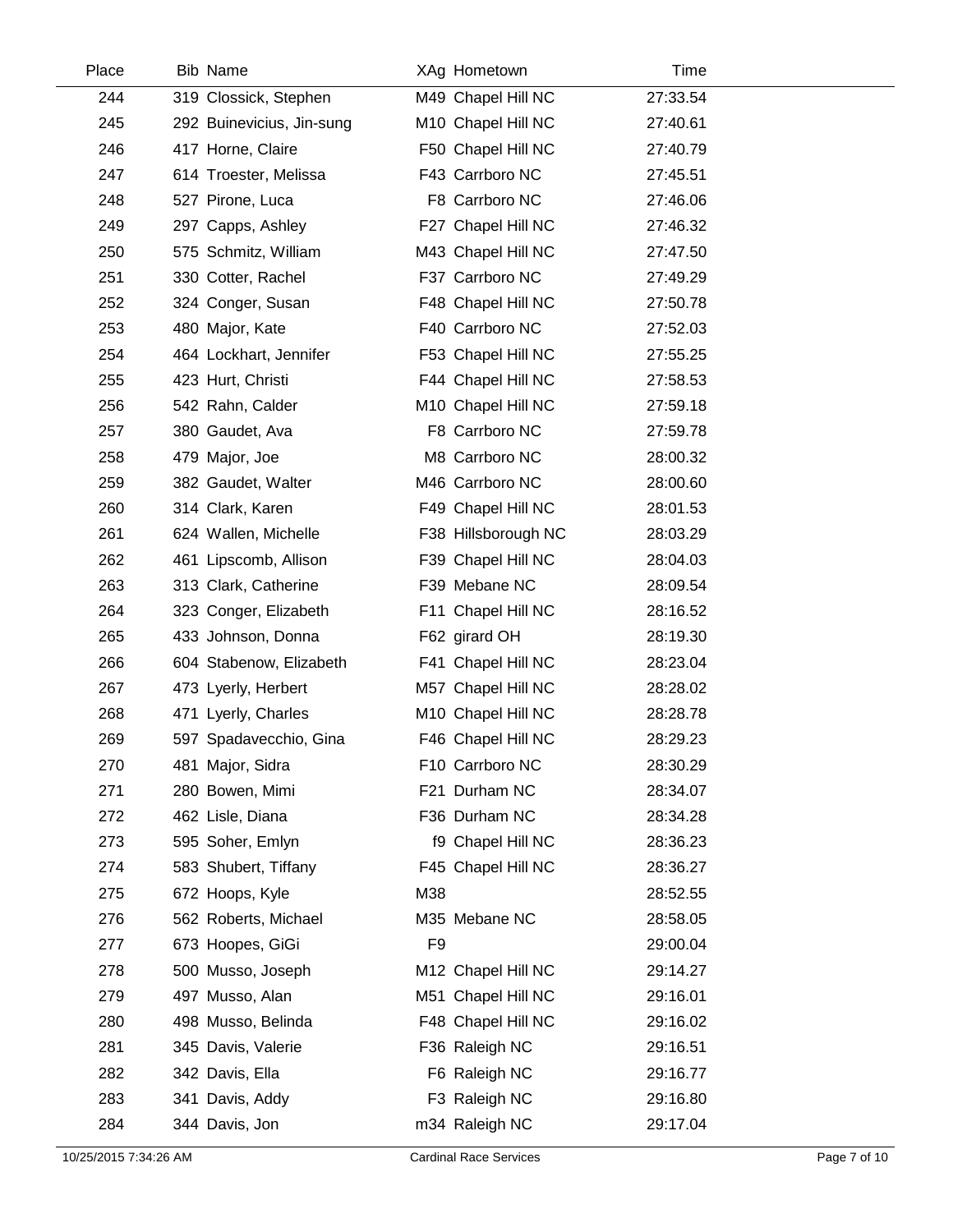| Place | Bib | Name | XAg | Hometown | Time |
|---|---|---|---|---|---|
| 244 | 319 | Clossick, Stephen | M49 | Chapel Hill NC | 27:33.54 |
| 245 | 292 | Buinevicius, Jin-sung | M10 | Chapel Hill NC | 27:40.61 |
| 246 | 417 | Horne, Claire | F50 | Chapel Hill NC | 27:40.79 |
| 247 | 614 | Troester, Melissa | F43 | Carrboro NC | 27:45.51 |
| 248 | 527 | Pirone, Luca | F8 | Carrboro NC | 27:46.06 |
| 249 | 297 | Capps, Ashley | F27 | Chapel Hill NC | 27:46.32 |
| 250 | 575 | Schmitz, William | M43 | Chapel Hill NC | 27:47.50 |
| 251 | 330 | Cotter, Rachel | F37 | Carrboro NC | 27:49.29 |
| 252 | 324 | Conger, Susan | F48 | Chapel Hill NC | 27:50.78 |
| 253 | 480 | Major, Kate | F40 | Carrboro NC | 27:52.03 |
| 254 | 464 | Lockhart, Jennifer | F53 | Chapel Hill NC | 27:55.25 |
| 255 | 423 | Hurt, Christi | F44 | Chapel Hill NC | 27:58.53 |
| 256 | 542 | Rahn, Calder | M10 | Chapel Hill NC | 27:59.18 |
| 257 | 380 | Gaudet, Ava | F8 | Carrboro NC | 27:59.78 |
| 258 | 479 | Major, Joe | M8 | Carrboro NC | 28:00.32 |
| 259 | 382 | Gaudet, Walter | M46 | Carrboro NC | 28:00.60 |
| 260 | 314 | Clark, Karen | F49 | Chapel Hill NC | 28:01.53 |
| 261 | 624 | Wallen, Michelle | F38 | Hillsborough NC | 28:03.29 |
| 262 | 461 | Lipscomb, Allison | F39 | Chapel Hill NC | 28:04.03 |
| 263 | 313 | Clark, Catherine | F39 | Mebane NC | 28:09.54 |
| 264 | 323 | Conger, Elizabeth | F11 | Chapel Hill NC | 28:16.52 |
| 265 | 433 | Johnson, Donna | F62 | girard OH | 28:19.30 |
| 266 | 604 | Stabenow, Elizabeth | F41 | Chapel Hill NC | 28:23.04 |
| 267 | 473 | Lyerly, Herbert | M57 | Chapel Hill NC | 28:28.02 |
| 268 | 471 | Lyerly, Charles | M10 | Chapel Hill NC | 28:28.78 |
| 269 | 597 | Spadavecchio, Gina | F46 | Chapel Hill NC | 28:29.23 |
| 270 | 481 | Major, Sidra | F10 | Carrboro NC | 28:30.29 |
| 271 | 280 | Bowen, Mimi | F21 | Durham NC | 28:34.07 |
| 272 | 462 | Lisle, Diana | F36 | Durham NC | 28:34.28 |
| 273 | 595 | Soher, Emlyn | f9 | Chapel Hill NC | 28:36.23 |
| 274 | 583 | Shubert, Tiffany | F45 | Chapel Hill NC | 28:36.27 |
| 275 | 672 | Hoops, Kyle | M38 | | 28:52.55 |
| 276 | 562 | Roberts, Michael | M35 | Mebane NC | 28:58.05 |
| 277 | 673 | Hoopes, GiGi | F9 | | 29:00.04 |
| 278 | 500 | Musso, Joseph | M12 | Chapel Hill NC | 29:14.27 |
| 279 | 497 | Musso, Alan | M51 | Chapel Hill NC | 29:16.01 |
| 280 | 498 | Musso, Belinda | F48 | Chapel Hill NC | 29:16.02 |
| 281 | 345 | Davis, Valerie | F36 | Raleigh NC | 29:16.51 |
| 282 | 342 | Davis, Ella | F6 | Raleigh NC | 29:16.77 |
| 283 | 341 | Davis, Addy | F3 | Raleigh NC | 29:16.80 |
| 284 | 344 | Davis, Jon | m34 | Raleigh NC | 29:17.04 |

10/25/2015 7:34:26 AM — Cardinal Race Services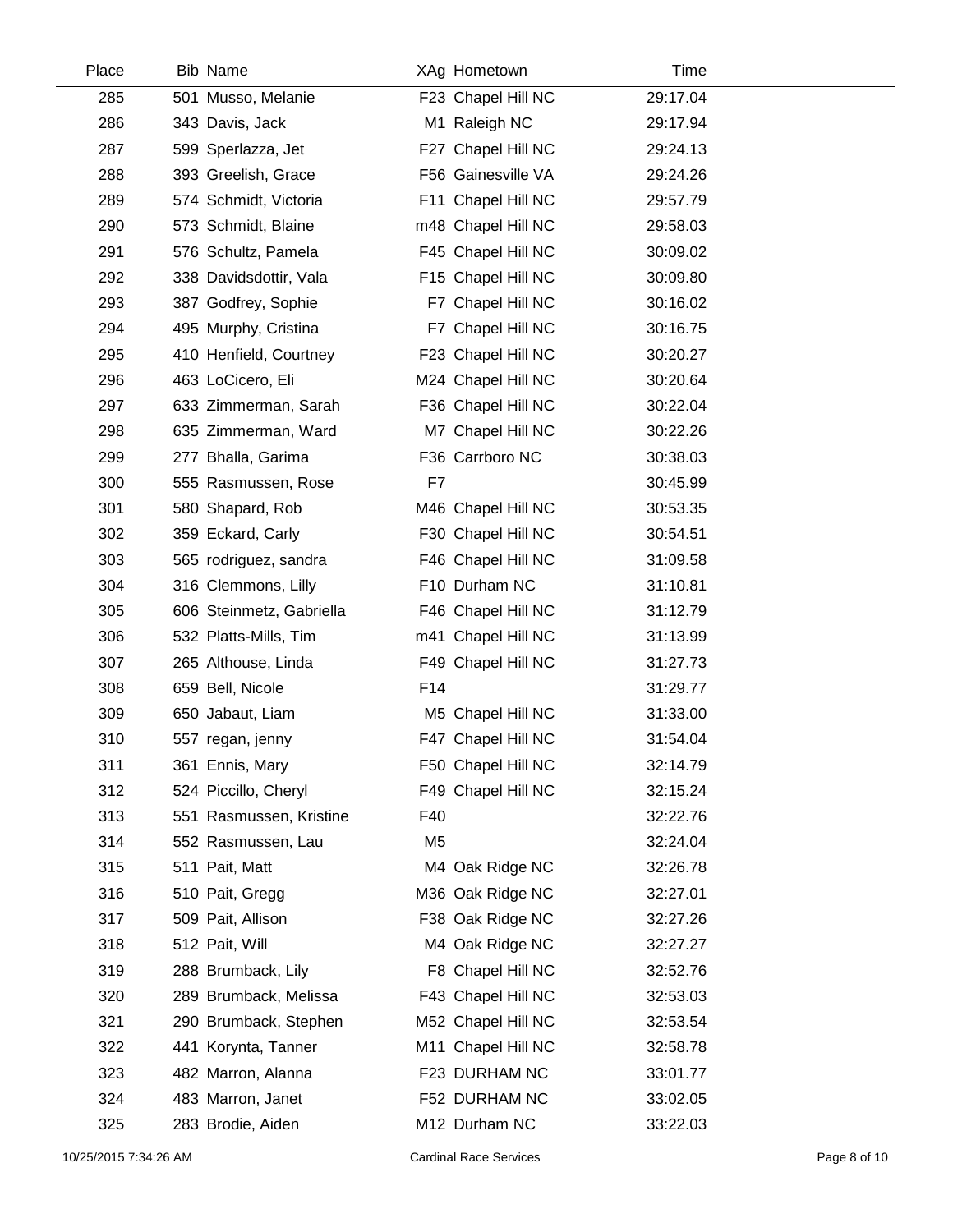| Place | Bib | Name | XAg | Hometown | Time |
|---|---|---|---|---|---|
| 285 | 501 | Musso, Melanie | F23 | Chapel Hill NC | 29:17.04 |
| 286 | 343 | Davis, Jack | M1 | Raleigh NC | 29:17.94 |
| 287 | 599 | Sperlazza, Jet | F27 | Chapel Hill NC | 29:24.13 |
| 288 | 393 | Greelish, Grace | F56 | Gainesville VA | 29:24.26 |
| 289 | 574 | Schmidt, Victoria | F11 | Chapel Hill NC | 29:57.79 |
| 290 | 573 | Schmidt, Blaine | m48 | Chapel Hill NC | 29:58.03 |
| 291 | 576 | Schultz, Pamela | F45 | Chapel Hill NC | 30:09.02 |
| 292 | 338 | Davidsdottir, Vala | F15 | Chapel Hill NC | 30:09.80 |
| 293 | 387 | Godfrey, Sophie | F7 | Chapel Hill NC | 30:16.02 |
| 294 | 495 | Murphy, Cristina | F7 | Chapel Hill NC | 30:16.75 |
| 295 | 410 | Henfield, Courtney | F23 | Chapel Hill NC | 30:20.27 |
| 296 | 463 | LoCicero, Eli | M24 | Chapel Hill NC | 30:20.64 |
| 297 | 633 | Zimmerman, Sarah | F36 | Chapel Hill NC | 30:22.04 |
| 298 | 635 | Zimmerman, Ward | M7 | Chapel Hill NC | 30:22.26 |
| 299 | 277 | Bhalla, Garima | F36 | Carrboro NC | 30:38.03 |
| 300 | 555 | Rasmussen, Rose | F7 | | 30:45.99 |
| 301 | 580 | Shapard, Rob | M46 | Chapel Hill NC | 30:53.35 |
| 302 | 359 | Eckard, Carly | F30 | Chapel Hill NC | 30:54.51 |
| 303 | 565 | rodriguez, sandra | F46 | Chapel Hill NC | 31:09.58 |
| 304 | 316 | Clemmons, Lilly | F10 | Durham NC | 31:10.81 |
| 305 | 606 | Steinmetz, Gabriella | F46 | Chapel Hill NC | 31:12.79 |
| 306 | 532 | Platts-Mills, Tim | m41 | Chapel Hill NC | 31:13.99 |
| 307 | 265 | Althouse, Linda | F49 | Chapel Hill NC | 31:27.73 |
| 308 | 659 | Bell, Nicole | F14 | | 31:29.77 |
| 309 | 650 | Jabaut, Liam | M5 | Chapel Hill NC | 31:33.00 |
| 310 | 557 | regan, jenny | F47 | Chapel Hill NC | 31:54.04 |
| 311 | 361 | Ennis, Mary | F50 | Chapel Hill NC | 32:14.79 |
| 312 | 524 | Piccillo, Cheryl | F49 | Chapel Hill NC | 32:15.24 |
| 313 | 551 | Rasmussen, Kristine | F40 | | 32:22.76 |
| 314 | 552 | Rasmussen, Lau | M5 | | 32:24.04 |
| 315 | 511 | Pait, Matt | M4 | Oak Ridge NC | 32:26.78 |
| 316 | 510 | Pait, Gregg | M36 | Oak Ridge NC | 32:27.01 |
| 317 | 509 | Pait, Allison | F38 | Oak Ridge NC | 32:27.26 |
| 318 | 512 | Pait, Will | M4 | Oak Ridge NC | 32:27.27 |
| 319 | 288 | Brumback, Lily | F8 | Chapel Hill NC | 32:52.76 |
| 320 | 289 | Brumback, Melissa | F43 | Chapel Hill NC | 32:53.03 |
| 321 | 290 | Brumback, Stephen | M52 | Chapel Hill NC | 32:53.54 |
| 322 | 441 | Korynta, Tanner | M11 | Chapel Hill NC | 32:58.78 |
| 323 | 482 | Marron, Alanna | F23 | DURHAM NC | 33:01.77 |
| 324 | 483 | Marron, Janet | F52 | DURHAM NC | 33:02.05 |
| 325 | 283 | Brodie, Aiden | M12 | Durham NC | 33:22.03 |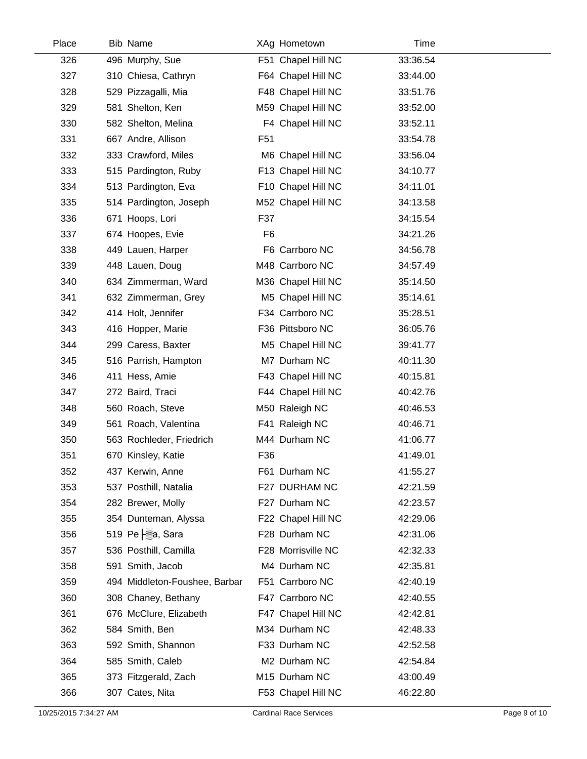| Place | Bib | Name | XAg | Hometown | Time |
|---|---|---|---|---|---|
| 326 | 496 | Murphy, Sue | F51 | Chapel Hill NC | 33:36.54 |
| 327 | 310 | Chiesa, Cathryn | F64 | Chapel Hill NC | 33:44.00 |
| 328 | 529 | Pizzagalli, Mia | F48 | Chapel Hill NC | 33:51.76 |
| 329 | 581 | Shelton, Ken | M59 | Chapel Hill NC | 33:52.00 |
| 330 | 582 | Shelton, Melina | F4 | Chapel Hill NC | 33:52.11 |
| 331 | 667 | Andre, Allison | F51 | | 33:54.78 |
| 332 | 333 | Crawford, Miles | M6 | Chapel Hill NC | 33:56.04 |
| 333 | 515 | Pardington, Ruby | F13 | Chapel Hill NC | 34:10.77 |
| 334 | 513 | Pardington, Eva | F10 | Chapel Hill NC | 34:11.01 |
| 335 | 514 | Pardington, Joseph | M52 | Chapel Hill NC | 34:13.58 |
| 336 | 671 | Hoops, Lori | F37 | | 34:15.54 |
| 337 | 674 | Hoopes, Evie | F6 | | 34:21.26 |
| 338 | 449 | Lauen, Harper | F6 | Carrboro NC | 34:56.78 |
| 339 | 448 | Lauen, Doug | M48 | Carrboro NC | 34:57.49 |
| 340 | 634 | Zimmerman, Ward | M36 | Chapel Hill NC | 35:14.50 |
| 341 | 632 | Zimmerman, Grey | M5 | Chapel Hill NC | 35:14.61 |
| 342 | 414 | Holt, Jennifer | F34 | Carrboro NC | 35:28.51 |
| 343 | 416 | Hopper, Marie | F36 | Pittsboro NC | 36:05.76 |
| 344 | 299 | Caress, Baxter | M5 | Chapel Hill NC | 39:41.77 |
| 345 | 516 | Parrish, Hampton | M7 | Durham NC | 40:11.30 |
| 346 | 411 | Hess, Amie | F43 | Chapel Hill NC | 40:15.81 |
| 347 | 272 | Baird, Traci | F44 | Chapel Hill NC | 40:42.76 |
| 348 | 560 | Roach, Steve | M50 | Raleigh NC | 40:46.53 |
| 349 | 561 | Roach, Valentina | F41 | Raleigh NC | 40:46.71 |
| 350 | 563 | Rochleder, Friedrich | M44 | Durham NC | 41:06.77 |
| 351 | 670 | Kinsley, Katie | F36 | | 41:49.01 |
| 352 | 437 | Kerwin, Anne | F61 | Durham NC | 41:55.27 |
| 353 | 537 | Posthill, Natalia | F27 | DURHAM NC | 42:21.59 |
| 354 | 282 | Brewer, Molly | F27 | Durham NC | 42:23.57 |
| 355 | 354 | Dunteman, Alyssa | F22 | Chapel Hill NC | 42:29.06 |
| 356 | 519 | Pe├▒a, Sara | F28 | Durham NC | 42:31.06 |
| 357 | 536 | Posthill, Camilla | F28 | Morrisville NC | 42:32.33 |
| 358 | 591 | Smith, Jacob | M4 | Durham NC | 42:35.81 |
| 359 | 494 | Middleton-Foushee, Barbar | F51 | Carrboro NC | 42:40.19 |
| 360 | 308 | Chaney, Bethany | F47 | Carrboro NC | 42:40.55 |
| 361 | 676 | McClure, Elizabeth | F47 | Chapel Hill NC | 42:42.81 |
| 362 | 584 | Smith, Ben | M34 | Durham NC | 42:48.33 |
| 363 | 592 | Smith, Shannon | F33 | Durham NC | 42:52.58 |
| 364 | 585 | Smith, Caleb | M2 | Durham NC | 42:54.84 |
| 365 | 373 | Fitzgerald, Zach | M15 | Durham NC | 43:00.49 |
| 366 | 307 | Cates, Nita | F53 | Chapel Hill NC | 46:22.80 |

10/25/2015 7:34:27 AM — Cardinal Race Services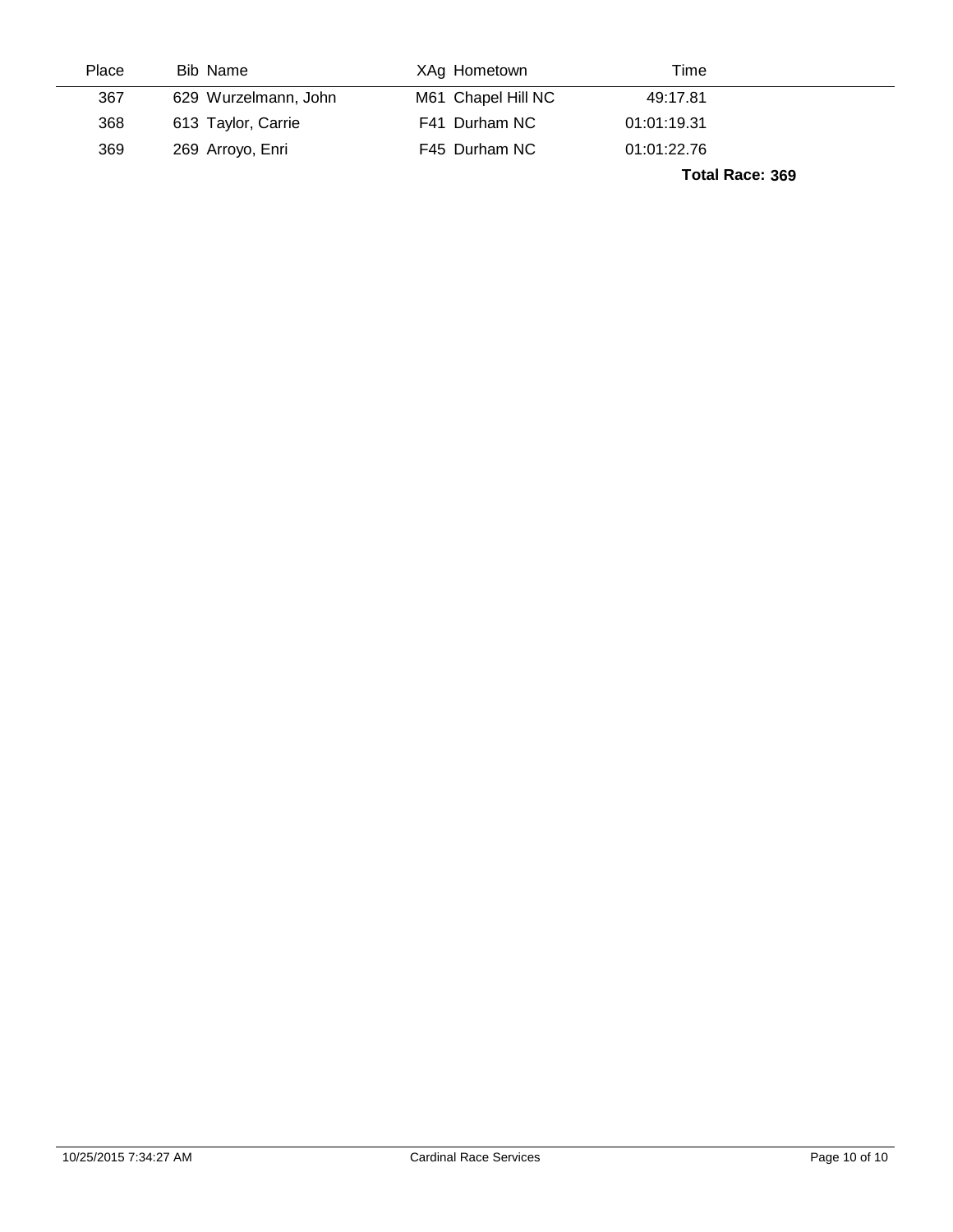| Place | Bib | Name | XAg | Hometown | Time |
|---|---|---|---|---|---|
| 367 | 629 | Wurzelmann, John | M61 | Chapel Hill NC | 49:17.81 |
| 368 | 613 | Taylor, Carrie | F41 | Durham NC | 01:01:19.31 |
| 369 | 269 | Arroyo, Enri | F45 | Durham NC | 01:01:22.76 |

**Total Race: 369**